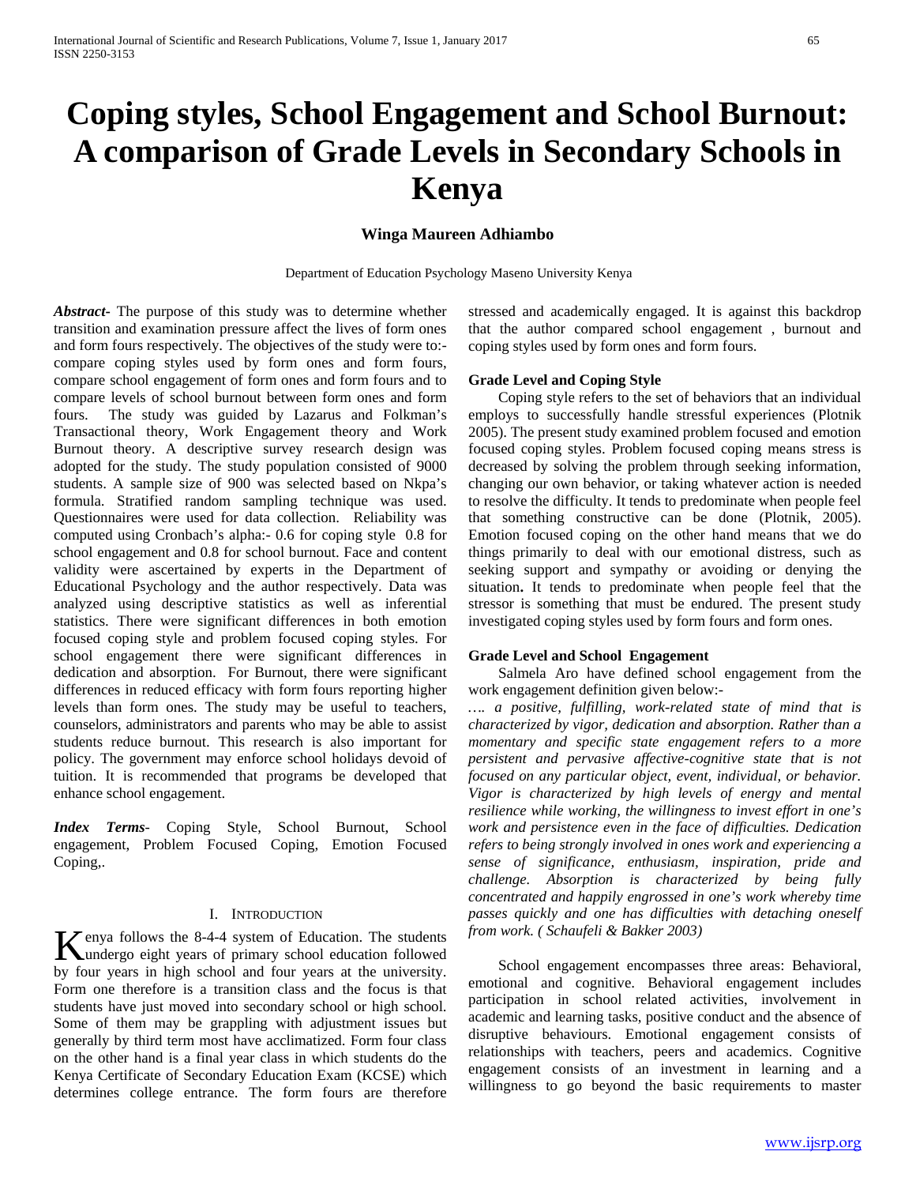# Coping styles, School Engagement and School Burnout: A comparison of Grade Levels in Secondary Schools in Kenya

**Winga Maureen Adhiambo**

Department of Education Psychology Maseno University Kenya

***Abstract***- The purpose of this study was to determine whether transition and examination pressure affect the lives of form ones and form fours respectively. The objectives of the study were to:- compare coping styles used by form ones and form fours, compare school engagement of form ones and form fours and to compare levels of school burnout between form ones and form fours. The study was guided by Lazarus and Folkman's Transactional theory, Work Engagement theory and Work Burnout theory. A descriptive survey research design was adopted for the study. The study population consisted of 9000 students. A sample size of 900 was selected based on Nkpa's formula. Stratified random sampling technique was used. Questionnaires were used for data collection. Reliability was computed using Cronbach's alpha:- 0.6 for coping style 0.8 for school engagement and 0.8 for school burnout. Face and content validity were ascertained by experts in the Department of Educational Psychology and the author respectively. Data was analyzed using descriptive statistics as well as inferential statistics. There were significant differences in both emotion focused coping style and problem focused coping styles. For school engagement there were significant differences in dedication and absorption. For Burnout, there were significant differences in reduced efficacy with form fours reporting higher levels than form ones. The study may be useful to teachers, counselors, administrators and parents who may be able to assist students reduce burnout. This research is also important for policy. The government may enforce school holidays devoid of tuition. It is recommended that programs be developed that enhance school engagement.

***Index Terms***- Coping Style, School Burnout, School engagement, Problem Focused Coping, Emotion Focused Coping,.

## I. Introduction

Kenya follows the 8-4-4 system of Education. The students undergo eight years of primary school education followed by four years in high school and four years at the university. Form one therefore is a transition class and the focus is that students have just moved into secondary school or high school. Some of them may be grappling with adjustment issues but generally by third term most have acclimatized. Form four class on the other hand is a final year class in which students do the Kenya Certificate of Secondary Education Exam (KCSE) which determines college entrance. The form fours are therefore stressed and academically engaged. It is against this backdrop that the author compared school engagement , burnout and coping styles used by form ones and form fours.

### Grade Level and Coping Style

Coping style refers to the set of behaviors that an individual employs to successfully handle stressful experiences (Plotnik 2005). The present study examined problem focused and emotion focused coping styles. Problem focused coping means stress is decreased by solving the problem through seeking information, changing our own behavior, or taking whatever action is needed to resolve the difficulty. It tends to predominate when people feel that something constructive can be done (Plotnik, 2005). Emotion focused coping on the other hand means that we do things primarily to deal with our emotional distress, such as seeking support and sympathy or avoiding or denying the situation**.** It tends to predominate when people feel that the stressor is something that must be endured. The present study investigated coping styles used by form fours and form ones.

### Grade Level and School Engagement

Salmela Aro have defined school engagement from the work engagement definition given below:-

*…. a positive, fulfilling, work-related state of mind that is characterized by vigor, dedication and absorption. Rather than a momentary and specific state engagement refers to a more persistent and pervasive affective-cognitive state that is not focused on any particular object, event, individual, or behavior. Vigor is characterized by high levels of energy and mental resilience while working, the willingness to invest effort in one's work and persistence even in the face of difficulties. Dedication refers to being strongly involved in ones work and experiencing a sense of significance, enthusiasm, inspiration, pride and challenge. Absorption is characterized by being fully concentrated and happily engrossed in one's work whereby time passes quickly and one has difficulties with detaching oneself from work. ( Schaufeli & Bakker 2003)*

School engagement encompasses three areas: Behavioral, emotional and cognitive. Behavioral engagement includes participation in school related activities, involvement in academic and learning tasks, positive conduct and the absence of disruptive behaviours. Emotional engagement consists of relationships with teachers, peers and academics. Cognitive engagement consists of an investment in learning and a willingness to go beyond the basic requirements to master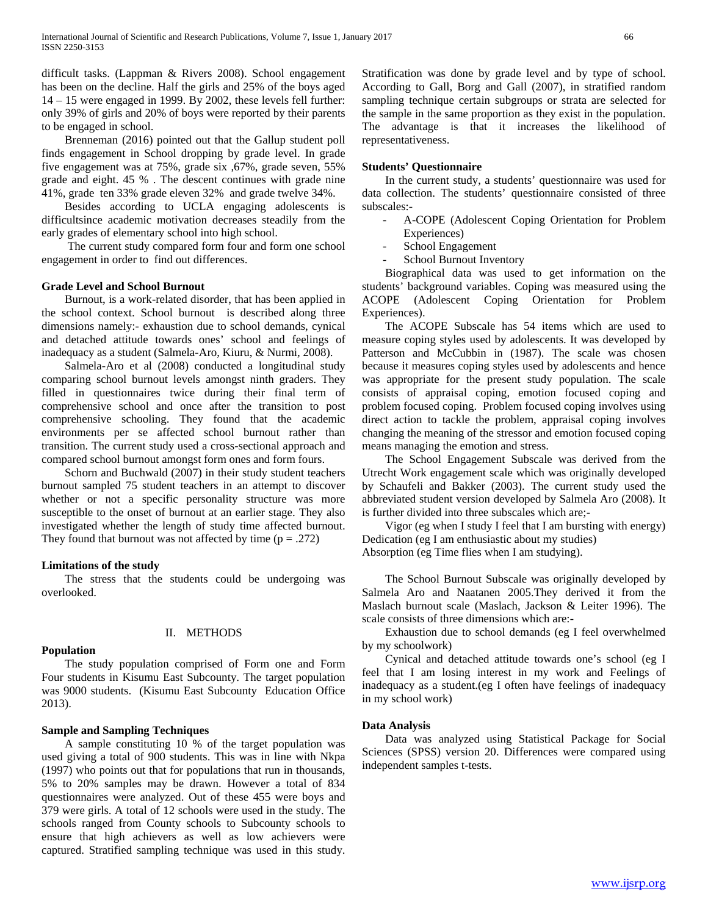difficult tasks. (Lappman & Rivers 2008). School engagement has been on the decline. Half the girls and 25% of the boys aged 14 – 15 were engaged in 1999. By 2002, these levels fell further: only 39% of girls and 20% of boys were reported by their parents to be engaged in school.

Brenneman (2016) pointed out that the Gallup student poll finds engagement in School dropping by grade level. In grade five engagement was at 75%, grade six ,67%, grade seven, 55% grade and eight. 45 % . The descent continues with grade nine 41%, grade ten 33% grade eleven 32% and grade twelve 34%.

Besides according to UCLA engaging adolescents is difficultsince academic motivation decreases steadily from the early grades of elementary school into high school.

The current study compared form four and form one school engagement in order to find out differences.

### Grade Level and School Burnout

Burnout, is a work-related disorder, that has been applied in the school context. School burnout is described along three dimensions namely:- exhaustion due to school demands, cynical and detached attitude towards ones' school and feelings of inadequacy as a student (Salmela-Aro, Kiuru, & Nurmi, 2008).

Salmela-Aro et al (2008) conducted a longitudinal study comparing school burnout levels amongst ninth graders. They filled in questionnaires twice during their final term of comprehensive school and once after the transition to post comprehensive schooling. They found that the academic environments per se affected school burnout rather than transition. The current study used a cross-sectional approach and compared school burnout amongst form ones and form fours.

Schorn and Buchwald (2007) in their study student teachers burnout sampled 75 student teachers in an attempt to discover whether or not a specific personality structure was more susceptible to the onset of burnout at an earlier stage. They also investigated whether the length of study time affected burnout. They found that burnout was not affected by time ($p = .272$)

### Limitations of the study

The stress that the students could be undergoing was overlooked.

## II. METHODS

### Population

The study population comprised of Form one and Form Four students in Kisumu East Subcounty. The target population was 9000 students. (Kisumu East Subcounty Education Office 2013).

### Sample and Sampling Techniques

A sample constituting 10 % of the target population was used giving a total of 900 students. This was in line with Nkpa (1997) who points out that for populations that run in thousands, 5% to 20% samples may be drawn. However a total of 834 questionnaires were analyzed. Out of these 455 were boys and 379 were girls. A total of 12 schools were used in the study. The schools ranged from County schools to Subcounty schools to ensure that high achievers as well as low achievers were captured. Stratified sampling technique was used in this study. Stratification was done by grade level and by type of school. According to Gall, Borg and Gall (2007), in stratified random sampling technique certain subgroups or strata are selected for the sample in the same proportion as they exist in the population. The advantage is that it increases the likelihood of representativeness.

### Students' Questionnaire

In the current study, a students' questionnaire was used for data collection. The students' questionnaire consisted of three subscales:-

- A-COPE (Adolescent Coping Orientation for Problem Experiences)
- School Engagement
- School Burnout Inventory

Biographical data was used to get information on the students' background variables. Coping was measured using the ACOPE (Adolescent Coping Orientation for Problem Experiences).

The ACOPE Subscale has 54 items which are used to measure coping styles used by adolescents. It was developed by Patterson and McCubbin in (1987). The scale was chosen because it measures coping styles used by adolescents and hence was appropriate for the present study population. The scale consists of appraisal coping, emotion focused coping and problem focused coping. Problem focused coping involves using direct action to tackle the problem, appraisal coping involves changing the meaning of the stressor and emotion focused coping means managing the emotion and stress.

The School Engagement Subscale was derived from the Utrecht Work engagement scale which was originally developed by Schaufeli and Bakker (2003). The current study used the abbreviated student version developed by Salmela Aro (2008). It is further divided into three subscales which are;-

Vigor (eg when I study I feel that I am bursting with energy)
Dedication (eg I am enthusiastic about my studies)
Absorption (eg Time flies when I am studying).

The School Burnout Subscale was originally developed by Salmela Aro and Naatanen 2005.They derived it from the Maslach burnout scale (Maslach, Jackson & Leiter 1996). The scale consists of three dimensions which are:-

Exhaustion due to school demands (eg I feel overwhelmed by my schoolwork)

Cynical and detached attitude towards one's school (eg I feel that I am losing interest in my work and Feelings of inadequacy as a student.(eg I often have feelings of inadequacy in my school work)

### Data Analysis

Data was analyzed using Statistical Package for Social Sciences (SPSS) version 20. Differences were compared using independent samples t-tests.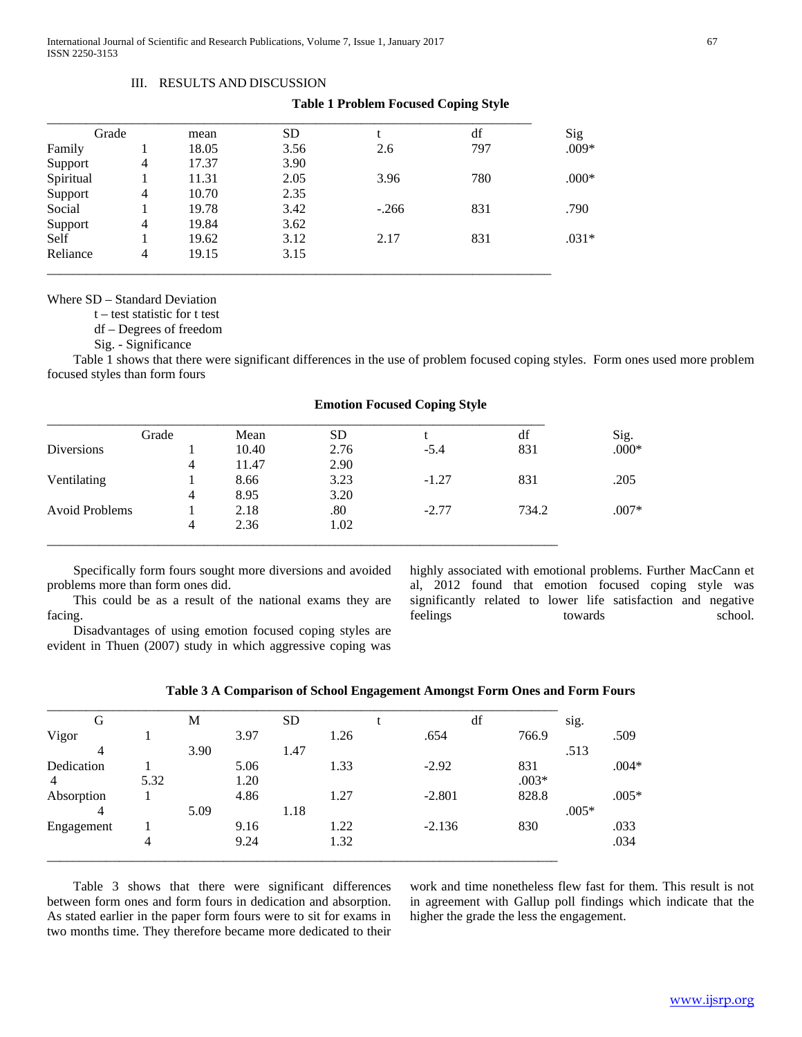## III. RESULTS AND DISCUSSION

**Table 1 Problem Focused Coping Style**

| | Grade | mean | SD | t | df | Sig |
|---|---|---|---|---|---|---|
| Family | 1 | 18.05 | 3.56 | 2.6 | 797 | .009* |
| Support | 4 | 17.37 | 3.90 | | | |
| Spiritual | 1 | 11.31 | 2.05 | 3.96 | 780 | .000* |
| Support | 4 | 10.70 | 2.35 | | | |
| Social | 1 | 19.78 | 3.42 | -.266 | 831 | .790 |
| Support | 4 | 19.84 | 3.62 | | | |
| Self | 1 | 19.62 | 3.12 | 2.17 | 831 | .031* |
| Reliance | 4 | 19.15 | 3.15 | | | |

Where SD – Standard Deviation
t – test statistic for t test
df – Degrees of freedom
Sig. - Significance

Table 1 shows that there were significant differences in the use of problem focused coping styles. Form ones used more problem focused styles than form fours

**Emotion Focused Coping Style**

| | Grade | Mean | SD | t | df | Sig. |
|---|---|---|---|---|---|---|
| Diversions | 1 | 10.40 | 2.76 | -5.4 | 831 | .000* |
| | 4 | 11.47 | 2.90 | | | |
| Ventilating | 1 | 8.66 | 3.23 | -1.27 | 831 | .205 |
| | 4 | 8.95 | 3.20 | | | |
| Avoid Problems | 1 | 2.18 | .80 | -2.77 | 734.2 | .007* |
| | 4 | 2.36 | 1.02 | | | |

Specifically form fours sought more diversions and avoided problems more than form ones did.

This could be as a result of the national exams they are facing.

Disadvantages of using emotion focused coping styles are evident in Thuen (2007) study in which aggressive coping was highly associated with emotional problems. Further MacCann et al, 2012 found that emotion focused coping style was significantly related to lower life satisfaction and negative feelings towards school.

**Table 3 A Comparison of School Engagement Amongst Form Ones and Form Fours**

| | G | M | SD | t | df | sig. |
|---|---|---|---|---|---|---|
| Vigor | 1 | 3.97 | 1.26 | .654 | 766.9 | .509 |
| | 4 | 3.90 | 1.47 | | | .513 |
| Dedication | 1 | 5.06 | 1.33 | -2.92 | 831 | .004* |
| | 4 | 5.32 | 1.20 | | | .003* |
| Absorption | 1 | 4.86 | 1.27 | -2.801 | 828.8 | .005* |
| | 4 | 5.09 | 1.18 | | | .005* |
| Engagement | 1 | 9.16 | 1.22 | -2.136 | 830 | .033 |
| | 4 | 9.24 | 1.32 | | | .034 |

Table 3 shows that there were significant differences between form ones and form fours in dedication and absorption. As stated earlier in the paper form fours were to sit for exams in two months time. They therefore became more dedicated to their work and time nonetheless flew fast for them. This result is not in agreement with Gallup poll findings which indicate that the higher the grade the less the engagement.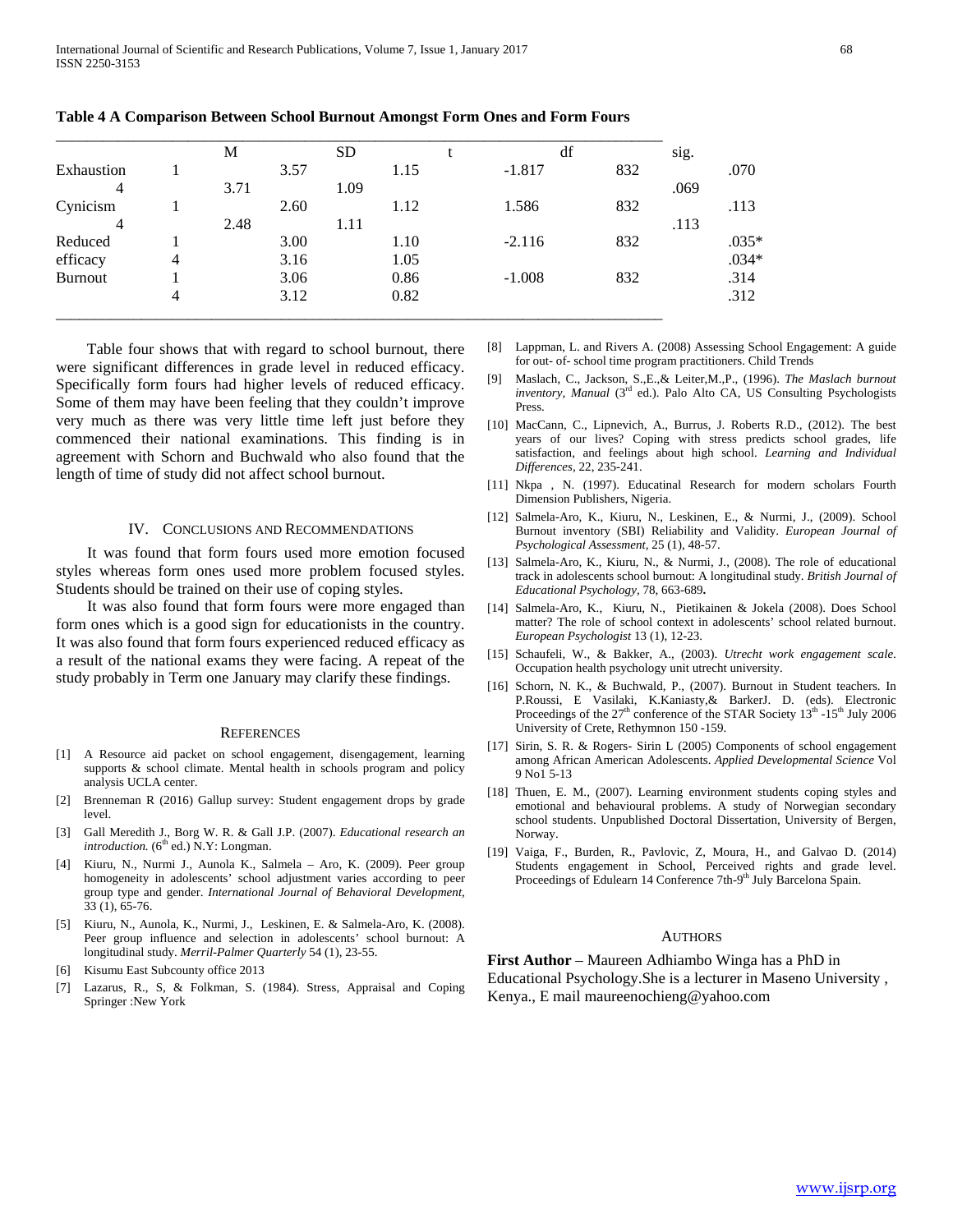**Table 4 A Comparison Between School Burnout Amongst Form Ones and Form Fours**

| | | M | SD | t | df | sig. |
|---|---|---|---|---|---|---|
| Exhaustion | 1 | 3.57 | 1.15 | -1.817 | 832 | .070 |
| | 4 | 3.71 | 1.09 | | | .069 |
| Cynicism | 1 | 2.60 | 1.12 | 1.586 | 832 | .113 |
| | 4 | 2.48 | 1.11 | | | .113 |
| Reduced efficacy | 1 | 3.00 | 1.10 | -2.116 | 832 | .035* |
| | 4 | 3.16 | 1.05 | | | .034* |
| Burnout | 1 | 3.06 | 0.86 | -1.008 | 832 | .314 |
| | 4 | 3.12 | 0.82 | | | .312 |

Table four shows that with regard to school burnout, there were significant differences in grade level in reduced efficacy. Specifically form fours had higher levels of reduced efficacy. Some of them may have been feeling that they couldn't improve very much as there was very little time left just before they commenced their national examinations. This finding is in agreement with Schorn and Buchwald who also found that the length of time of study did not affect school burnout.

## IV. Conclusions and Recommendations

It was found that form fours used more emotion focused styles whereas form ones used more problem focused styles. Students should be trained on their use of coping styles.

It was also found that form fours were more engaged than form ones which is a good sign for educationists in the country. It was also found that form fours experienced reduced efficacy as a result of the national exams they were facing. A repeat of the study probably in Term one January may clarify these findings.

## References

[1] A Resource aid packet on school engagement, disengagement, learning supports & school climate. Mental health in schools program and policy analysis UCLA center.

[2] Brenneman R (2016) Gallup survey: Student engagement drops by grade level.

[3] Gall Meredith J., Borg W. R. & Gall J.P. (2007). *Educational research an introduction.* (6th ed.) N.Y: Longman.

[4] Kiuru, N., Nurmi J., Aunola K., Salmela – Aro, K. (2009). Peer group homogeneity in adolescents' school adjustment varies according to peer group type and gender. *International Journal of Behavioral Development,* 33 (1), 65-76.

[5] Kiuru, N., Aunola, K., Nurmi, J., Leskinen, E. & Salmela-Aro, K. (2008). Peer group influence and selection in adolescents' school burnout: A longitudinal study. *Merril-Palmer Quarterly* 54 (1), 23-55.

[6] Kisumu East Subcounty office 2013

[7] Lazarus, R., S, & Folkman, S. (1984). Stress, Appraisal and Coping Springer :New York

[8] Lappman, L. and Rivers A. (2008) Assessing School Engagement: A guide for out- of- school time program practitioners. Child Trends

[9] Maslach, C., Jackson, S.,E.,& Leiter,M.,P., (1996). *The Maslach burnout inventory, Manual* (3rd ed.). Palo Alto CA, US Consulting Psychologists Press.

[10] MacCann, C., Lipnevich, A., Burrus, J. Roberts R.D., (2012). The best years of our lives? Coping with stress predicts school grades, life satisfaction, and feelings about high school. *Learning and Individual Differences,* 22, 235-241.

[11] Nkpa , N. (1997). Educatinal Research for modern scholars Fourth Dimension Publishers, Nigeria.

[12] Salmela-Aro, K., Kiuru, N., Leskinen, E., & Nurmi, J., (2009). School Burnout inventory (SBI) Reliability and Validity. *European Journal of Psychological Assessment,* 25 (1), 48-57.

[13] Salmela-Aro, K., Kiuru, N., & Nurmi, J., (2008). The role of educational track in adolescents school burnout: A longitudinal study. *British Journal of Educational Psychology,* 78, 663-689**.**

[14] Salmela-Aro, K., Kiuru, N., Pietikainen & Jokela (2008). Does School matter? The role of school context in adolescents' school related burnout. *European Psychologist* 13 (1), 12-23.

[15] Schaufeli, W., & Bakker, A., (2003). *Utrecht work engagement scale.* Occupation health psychology unit utrecht university.

[16] Schorn, N. K., & Buchwald, P., (2007). Burnout in Student teachers. In P.Roussi, E Vasilaki, K.Kaniasty,& BarkerJ. D. (eds). Electronic Proceedings of the 27th conference of the STAR Society 13th -15th July 2006 University of Crete, Rethymnon 150 -159.

[17] Sirin, S. R. & Rogers- Sirin L (2005) Components of school engagement among African American Adolescents. *Applied Developmental Science* Vol 9 No1 5-13

[18] Thuen, E. M., (2007). Learning environment students coping styles and emotional and behavioural problems. A study of Norwegian secondary school students. Unpublished Doctoral Dissertation, University of Bergen, Norway.

[19] Vaiga, F., Burden, R., Pavlovic, Z, Moura, H., and Galvao D. (2014) Students engagement in School, Perceived rights and grade level. Proceedings of Edulearn 14 Conference 7th-9th July Barcelona Spain.

## Authors

**First Author** – Maureen Adhiambo Winga has a PhD in Educational Psychology.She is a lecturer in Maseno University , Kenya., E mail maureenochieng@yahoo.com